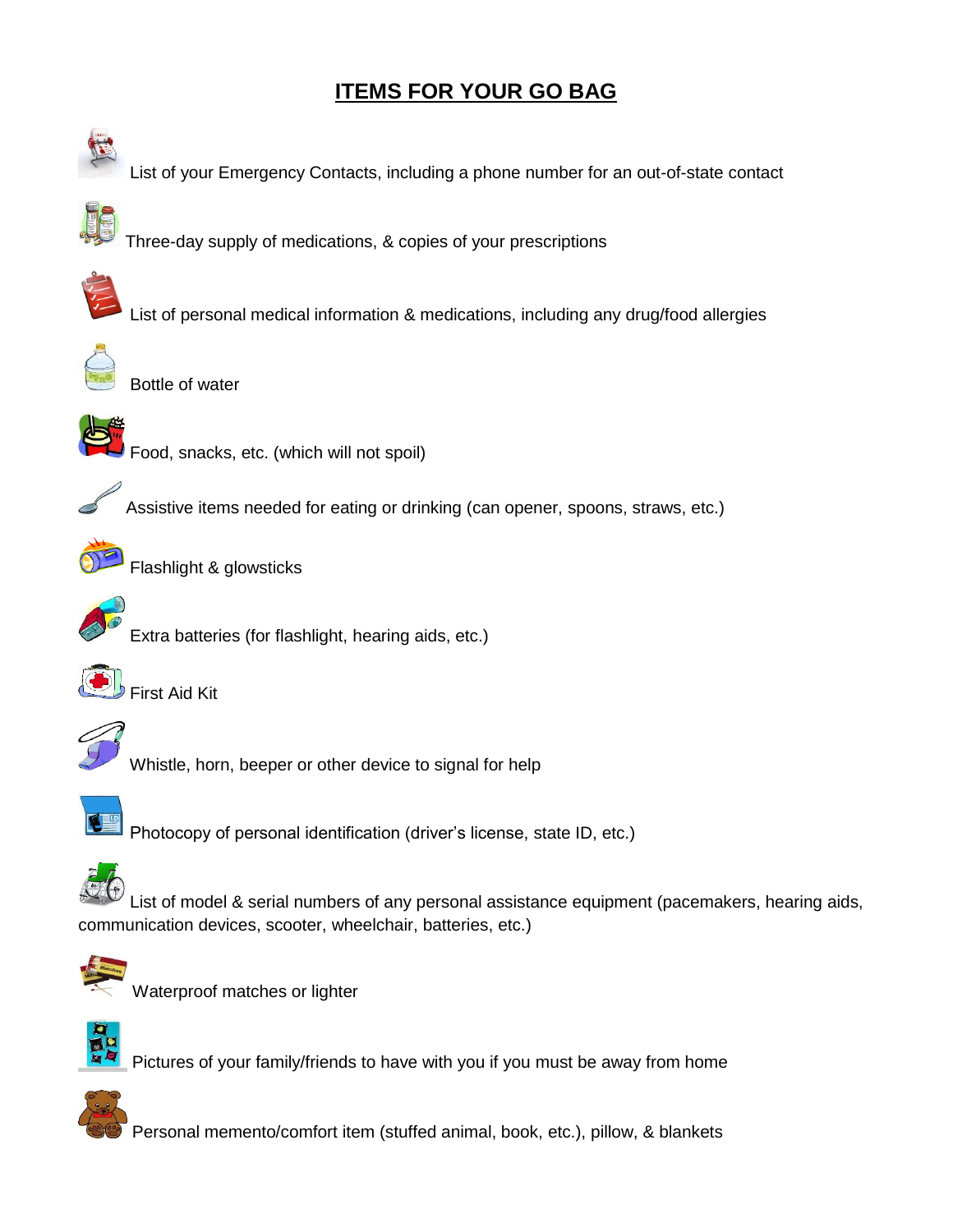# ITEMS FOR YOUR GO BAG

- List of your Emergency Contacts, including a phone number for an out-of-state contact
- Three-day supply of medications, & copies of your prescriptions
- List of personal medical information & medications, including any drug/food allergies
- Bottle of water
- Food, snacks, etc. (which will not spoil)
- Assistive items needed for eating or drinking (can opener, spoons, straws, etc.)
- Flashlight & glowsticks
- Extra batteries (for flashlight, hearing aids, etc.)
- First Aid Kit
- Whistle, horn, beeper or other device to signal for help
- Photocopy of personal identification (driver's license, state ID, etc.)
- List of model & serial numbers of any personal assistance equipment (pacemakers, hearing aids, communication devices, scooter, wheelchair, batteries, etc.)
- Waterproof matches or lighter
- Pictures of your family/friends to have with you if you must be away from home
- Personal memento/comfort item (stuffed animal, book, etc.), pillow, & blankets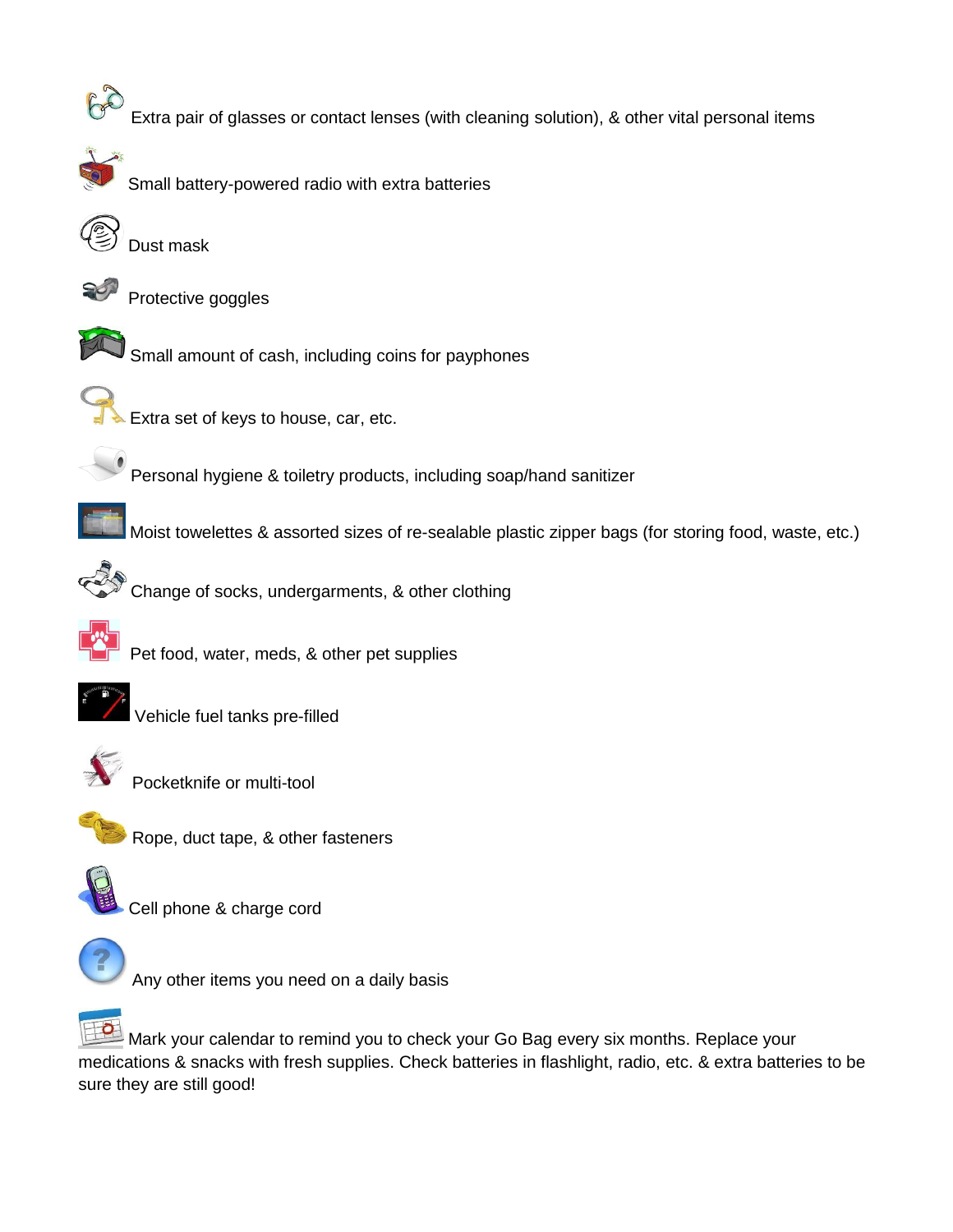- Extra pair of glasses or contact lenses (with cleaning solution), & other vital personal items
- Small battery-powered radio with extra batteries
- Dust mask
- Protective goggles
- Small amount of cash, including coins for payphones
- Extra set of keys to house, car, etc.
- Personal hygiene & toiletry products, including soap/hand sanitizer
- Moist towelettes & assorted sizes of re-sealable plastic zipper bags (for storing food, waste, etc.)
- Change of socks, undergarments, & other clothing
- Pet food, water, meds, & other pet supplies
- Vehicle fuel tanks pre-filled
- Pocketknife or multi-tool
- Rope, duct tape, & other fasteners
- Cell phone & charge cord
- Any other items you need on a daily basis

Mark your calendar to remind you to check your Go Bag every six months. Replace your medications & snacks with fresh supplies. Check batteries in flashlight, radio, etc. & extra batteries to be sure they are still good!